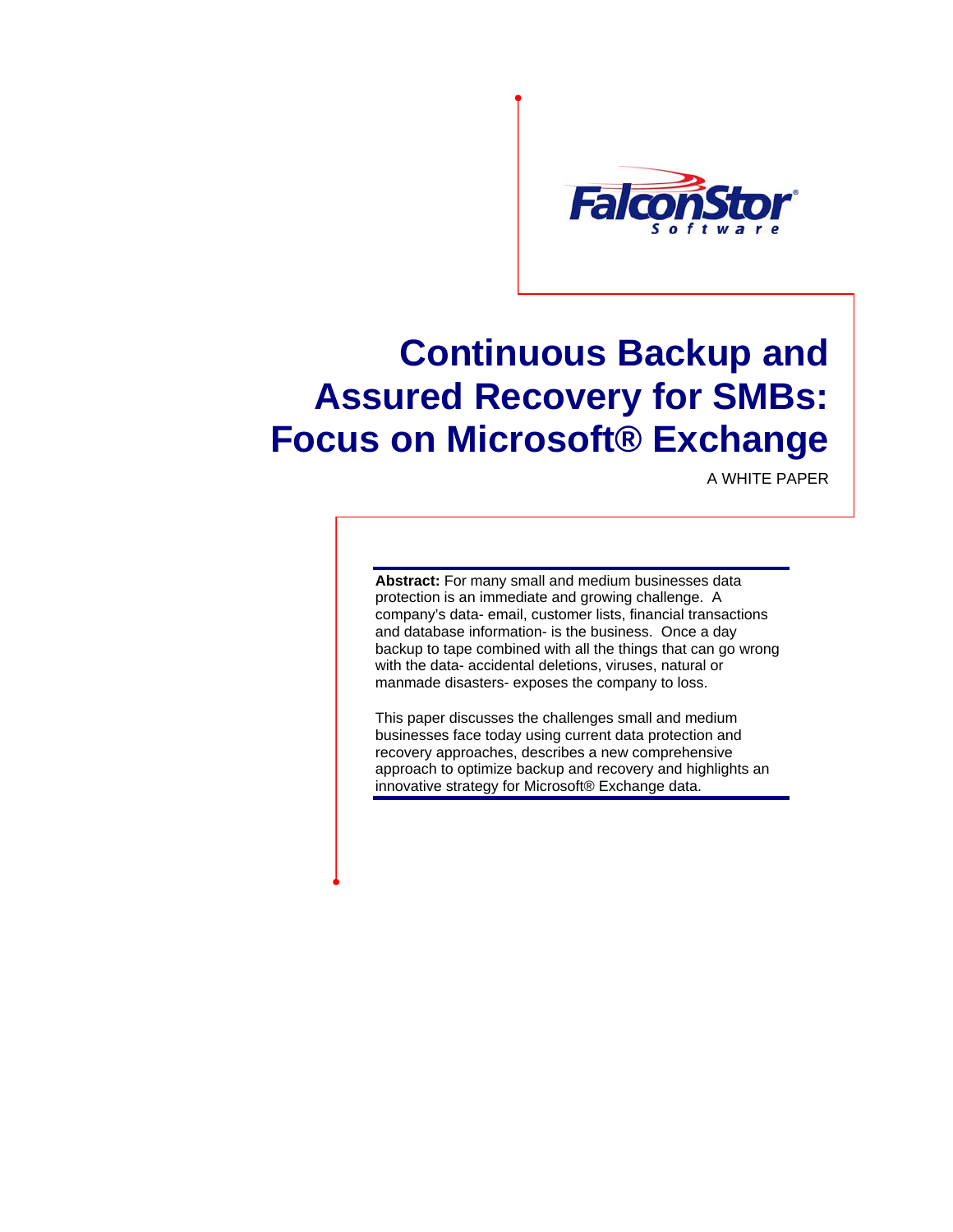FalconStor Software

# Continuous Backup and Assured Recovery for SMBs: Focus on Microsoft® Exchange

A WHITE PAPER

**Abstract:** For many small and medium businesses data protection is an immediate and growing challenge. A company's data- email, customer lists, financial transactions and database information- is the business. Once a day backup to tape combined with all the things that can go wrong with the data- accidental deletions, viruses, natural or manmade disasters- exposes the company to loss.

This paper discusses the challenges small and medium businesses face today using current data protection and recovery approaches, describes a new comprehensive approach to optimize backup and recovery and highlights an innovative strategy for Microsoft® Exchange data.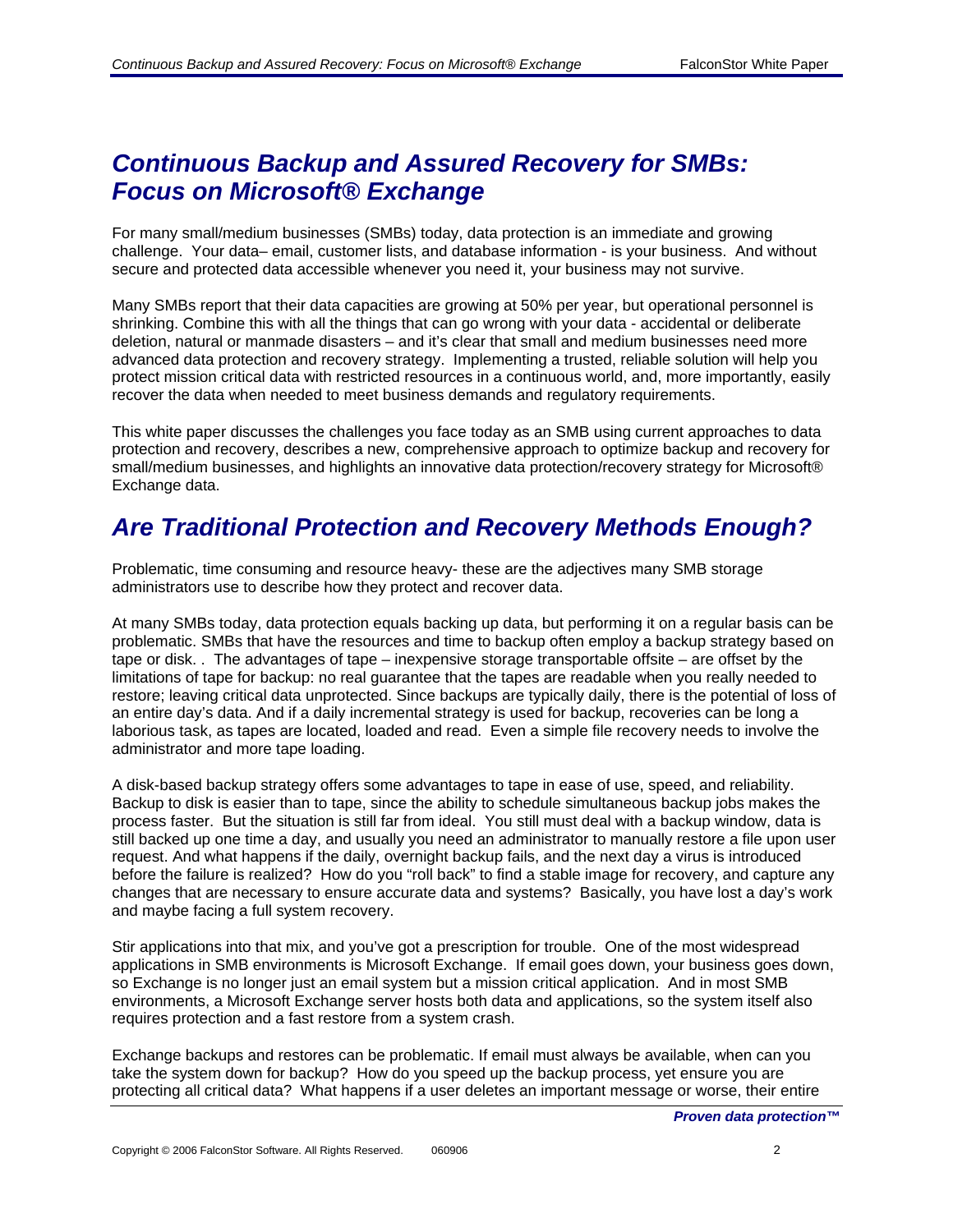## *Continuous Backup and Assured Recovery for SMBs: Focus on Microsoft® Exchange*

For many small/medium businesses (SMBs) today, data protection is an immediate and growing challenge. Your data– email, customer lists, and database information - is your business. And without secure and protected data accessible whenever you need it, your business may not survive.

Many SMBs report that their data capacities are growing at 50% per year, but operational personnel is shrinking. Combine this with all the things that can go wrong with your data - accidental or deliberate deletion, natural or manmade disasters – and it's clear that small and medium businesses need more advanced data protection and recovery strategy. Implementing a trusted, reliable solution will help you protect mission critical data with restricted resources in a continuous world, and, more importantly, easily recover the data when needed to meet business demands and regulatory requirements.

This white paper discusses the challenges you face today as an SMB using current approaches to data protection and recovery, describes a new, comprehensive approach to optimize backup and recovery for small/medium businesses, and highlights an innovative data protection/recovery strategy for Microsoft® Exchange data.

## *Are Traditional Protection and Recovery Methods Enough?*

Problematic, time consuming and resource heavy- these are the adjectives many SMB storage administrators use to describe how they protect and recover data.

At many SMBs today, data protection equals backing up data, but performing it on a regular basis can be problematic. SMBs that have the resources and time to backup often employ a backup strategy based on tape or disk. . The advantages of tape – inexpensive storage transportable offsite – are offset by the limitations of tape for backup: no real guarantee that the tapes are readable when you really needed to restore; leaving critical data unprotected. Since backups are typically daily, there is the potential of loss of an entire day's data. And if a daily incremental strategy is used for backup, recoveries can be long a laborious task, as tapes are located, loaded and read. Even a simple file recovery needs to involve the administrator and more tape loading.

A disk-based backup strategy offers some advantages to tape in ease of use, speed, and reliability. Backup to disk is easier than to tape, since the ability to schedule simultaneous backup jobs makes the process faster. But the situation is still far from ideal. You still must deal with a backup window, data is still backed up one time a day, and usually you need an administrator to manually restore a file upon user request. And what happens if the daily, overnight backup fails, and the next day a virus is introduced before the failure is realized? How do you "roll back" to find a stable image for recovery, and capture any changes that are necessary to ensure accurate data and systems? Basically, you have lost a day's work and maybe facing a full system recovery.

Stir applications into that mix, and you've got a prescription for trouble. One of the most widespread applications in SMB environments is Microsoft Exchange. If email goes down, your business goes down, so Exchange is no longer just an email system but a mission critical application. And in most SMB environments, a Microsoft Exchange server hosts both data and applications, so the system itself also requires protection and a fast restore from a system crash.

Exchange backups and restores can be problematic. If email must always be available, when can you take the system down for backup? How do you speed up the backup process, yet ensure you are protecting all critical data? What happens if a user deletes an important message or worse, their entire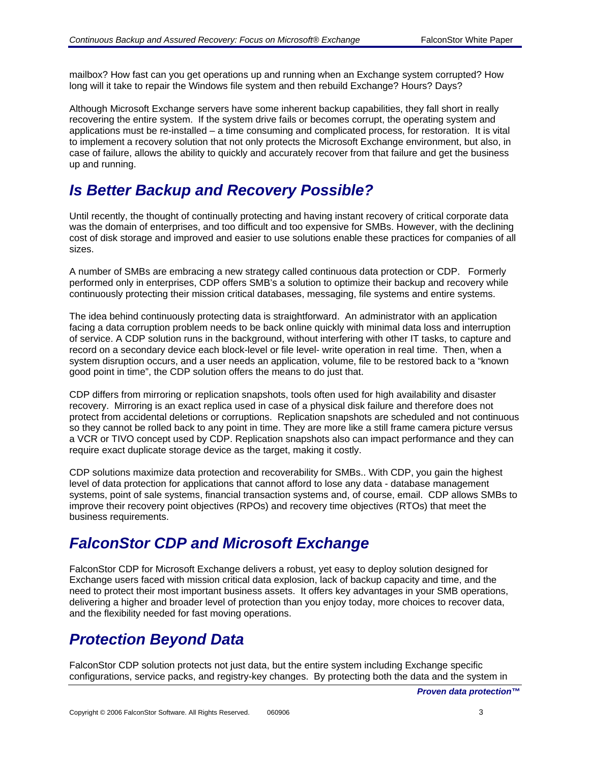mailbox? How fast can you get operations up and running when an Exchange system corrupted? How long will it take to repair the Windows file system and then rebuild Exchange? Hours? Days?

Although Microsoft Exchange servers have some inherent backup capabilities, they fall short in really recovering the entire system. If the system drive fails or becomes corrupt, the operating system and applications must be re-installed – a time consuming and complicated process, for restoration. It is vital to implement a recovery solution that not only protects the Microsoft Exchange environment, but also, in case of failure, allows the ability to quickly and accurately recover from that failure and get the business up and running.

## *Is Better Backup and Recovery Possible?*

Until recently, the thought of continually protecting and having instant recovery of critical corporate data was the domain of enterprises, and too difficult and too expensive for SMBs. However, with the declining cost of disk storage and improved and easier to use solutions enable these practices for companies of all sizes.

A number of SMBs are embracing a new strategy called continuous data protection or CDP. Formerly performed only in enterprises, CDP offers SMB's a solution to optimize their backup and recovery while continuously protecting their mission critical databases, messaging, file systems and entire systems.

The idea behind continuously protecting data is straightforward. An administrator with an application facing a data corruption problem needs to be back online quickly with minimal data loss and interruption of service. A CDP solution runs in the background, without interfering with other IT tasks, to capture and record on a secondary device each block-level or file level- write operation in real time. Then, when a system disruption occurs, and a user needs an application, volume, file to be restored back to a "known good point in time", the CDP solution offers the means to do just that.

CDP differs from mirroring or replication snapshots, tools often used for high availability and disaster recovery. Mirroring is an exact replica used in case of a physical disk failure and therefore does not protect from accidental deletions or corruptions. Replication snapshots are scheduled and not continuous so they cannot be rolled back to any point in time. They are more like a still frame camera picture versus a VCR or TIVO concept used by CDP. Replication snapshots also can impact performance and they can require exact duplicate storage device as the target, making it costly.

CDP solutions maximize data protection and recoverability for SMBs.. With CDP, you gain the highest level of data protection for applications that cannot afford to lose any data - database management systems, point of sale systems, financial transaction systems and, of course, email. CDP allows SMBs to improve their recovery point objectives (RPOs) and recovery time objectives (RTOs) that meet the business requirements.

## *FalconStor CDP and Microsoft Exchange*

FalconStor CDP for Microsoft Exchange delivers a robust, yet easy to deploy solution designed for Exchange users faced with mission critical data explosion, lack of backup capacity and time, and the need to protect their most important business assets. It offers key advantages in your SMB operations, delivering a higher and broader level of protection than you enjoy today, more choices to recover data, and the flexibility needed for fast moving operations.

## *Protection Beyond Data*

FalconStor CDP solution protects not just data, but the entire system including Exchange specific configurations, service packs, and registry-key changes. By protecting both the data and the system in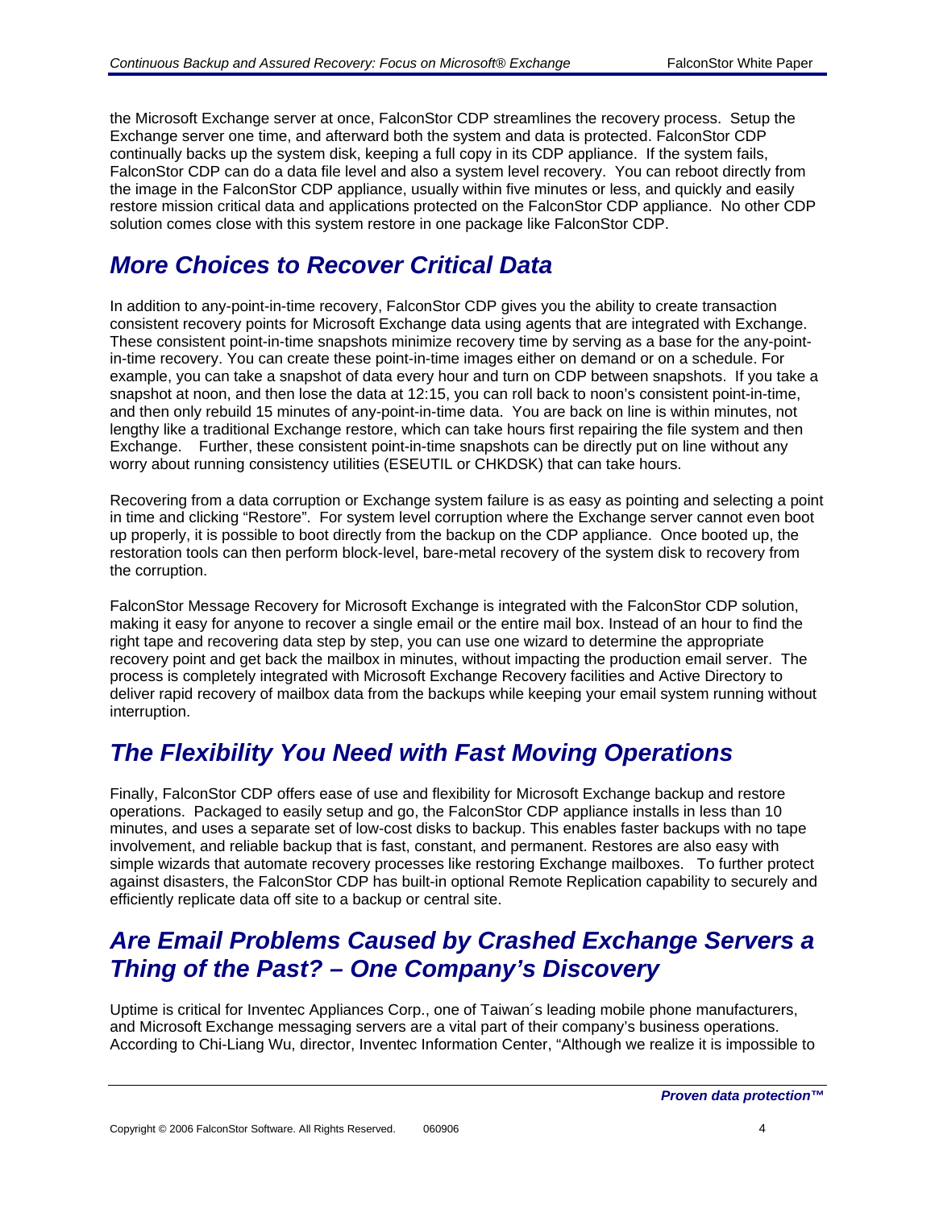the Microsoft Exchange server at once, FalconStor CDP streamlines the recovery process. Setup the Exchange server one time, and afterward both the system and data is protected. FalconStor CDP continually backs up the system disk, keeping a full copy in its CDP appliance. If the system fails, FalconStor CDP can do a data file level and also a system level recovery. You can reboot directly from the image in the FalconStor CDP appliance, usually within five minutes or less, and quickly and easily restore mission critical data and applications protected on the FalconStor CDP appliance. No other CDP solution comes close with this system restore in one package like FalconStor CDP.

## *More Choices to Recover Critical Data*

In addition to any-point-in-time recovery, FalconStor CDP gives you the ability to create transaction consistent recovery points for Microsoft Exchange data using agents that are integrated with Exchange. These consistent point-in-time snapshots minimize recovery time by serving as a base for the any-point-in-time recovery. You can create these point-in-time images either on demand or on a schedule. For example, you can take a snapshot of data every hour and turn on CDP between snapshots. If you take a snapshot at noon, and then lose the data at 12:15, you can roll back to noon's consistent point-in-time, and then only rebuild 15 minutes of any-point-in-time data. You are back on line is within minutes, not lengthy like a traditional Exchange restore, which can take hours first repairing the file system and then Exchange. Further, these consistent point-in-time snapshots can be directly put on line without any worry about running consistency utilities (ESEUTIL or CHKDSK) that can take hours.

Recovering from a data corruption or Exchange system failure is as easy as pointing and selecting a point in time and clicking "Restore". For system level corruption where the Exchange server cannot even boot up properly, it is possible to boot directly from the backup on the CDP appliance. Once booted up, the restoration tools can then perform block-level, bare-metal recovery of the system disk to recovery from the corruption.

FalconStor Message Recovery for Microsoft Exchange is integrated with the FalconStor CDP solution, making it easy for anyone to recover a single email or the entire mail box. Instead of an hour to find the right tape and recovering data step by step, you can use one wizard to determine the appropriate recovery point and get back the mailbox in minutes, without impacting the production email server. The process is completely integrated with Microsoft Exchange Recovery facilities and Active Directory to deliver rapid recovery of mailbox data from the backups while keeping your email system running without interruption.

## *The Flexibility You Need with Fast Moving Operations*

Finally, FalconStor CDP offers ease of use and flexibility for Microsoft Exchange backup and restore operations. Packaged to easily setup and go, the FalconStor CDP appliance installs in less than 10 minutes, and uses a separate set of low-cost disks to backup. This enables faster backups with no tape involvement, and reliable backup that is fast, constant, and permanent. Restores are also easy with simple wizards that automate recovery processes like restoring Exchange mailboxes. To further protect against disasters, the FalconStor CDP has built-in optional Remote Replication capability to securely and efficiently replicate data off site to a backup or central site.

## *Are Email Problems Caused by Crashed Exchange Servers a Thing of the Past? – One Company's Discovery*

Uptime is critical for Inventec Appliances Corp., one of Taiwan´s leading mobile phone manufacturers, and Microsoft Exchange messaging servers are a vital part of their company's business operations. According to Chi-Liang Wu, director, Inventec Information Center, "Although we realize it is impossible to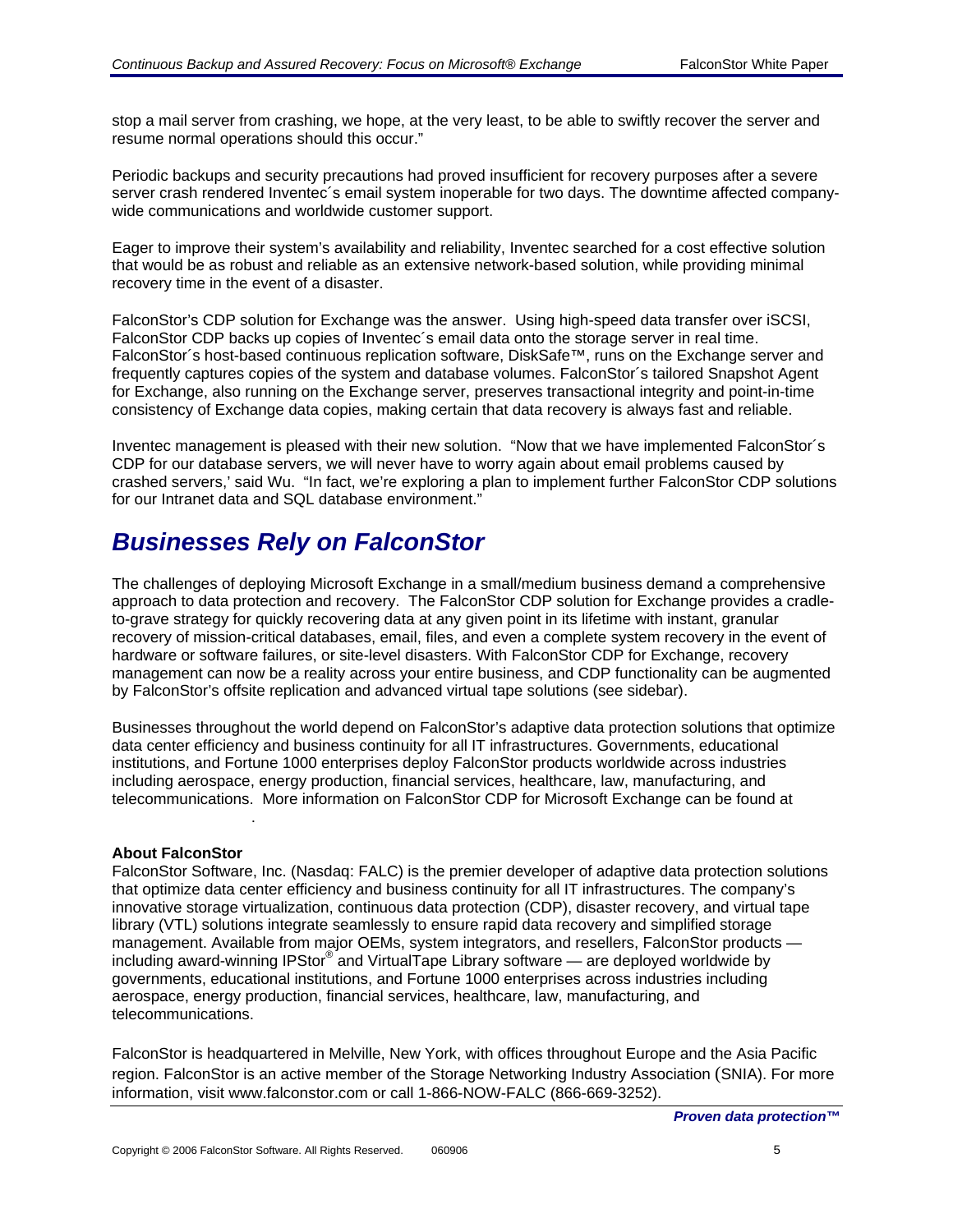stop a mail server from crashing, we hope, at the very least, to be able to swiftly recover the server and resume normal operations should this occur."

Periodic backups and security precautions had proved insufficient for recovery purposes after a severe server crash rendered Inventec´s email system inoperable for two days. The downtime affected company-wide communications and worldwide customer support.

Eager to improve their system's availability and reliability, Inventec searched for a cost effective solution that would be as robust and reliable as an extensive network-based solution, while providing minimal recovery time in the event of a disaster.

FalconStor's CDP solution for Exchange was the answer. Using high-speed data transfer over iSCSI, FalconStor CDP backs up copies of Inventec´s email data onto the storage server in real time. FalconStor´s host-based continuous replication software, DiskSafe™, runs on the Exchange server and frequently captures copies of the system and database volumes. FalconStor´s tailored Snapshot Agent for Exchange, also running on the Exchange server, preserves transactional integrity and point-in-time consistency of Exchange data copies, making certain that data recovery is always fast and reliable.

Inventec management is pleased with their new solution. "Now that we have implemented FalconStor´s CDP for our database servers, we will never have to worry again about email problems caused by crashed servers,' said Wu. "In fact, we're exploring a plan to implement further FalconStor CDP solutions for our Intranet data and SQL database environment."

# *Businesses Rely on FalconStor*

The challenges of deploying Microsoft Exchange in a small/medium business demand a comprehensive approach to data protection and recovery. The FalconStor CDP solution for Exchange provides a cradle-to-grave strategy for quickly recovering data at any given point in its lifetime with instant, granular recovery of mission-critical databases, email, files, and even a complete system recovery in the event of hardware or software failures, or site-level disasters. With FalconStor CDP for Exchange, recovery management can now be a reality across your entire business, and CDP functionality can be augmented by FalconStor's offsite replication and advanced virtual tape solutions (see sidebar).

Businesses throughout the world depend on FalconStor's adaptive data protection solutions that optimize data center efficiency and business continuity for all IT infrastructures. Governments, educational institutions, and Fortune 1000 enterprises deploy FalconStor products worldwide across industries including aerospace, energy production, financial services, healthcare, law, manufacturing, and telecommunications. More information on FalconStor CDP for Microsoft Exchange can be found at .

**About FalconStor**

FalconStor Software, Inc. (Nasdaq: FALC) is the premier developer of adaptive data protection solutions that optimize data center efficiency and business continuity for all IT infrastructures. The company's innovative storage virtualization, continuous data protection (CDP), disaster recovery, and virtual tape library (VTL) solutions integrate seamlessly to ensure rapid data recovery and simplified storage management. Available from major OEMs, system integrators, and resellers, FalconStor products — including award-winning IPStor® and VirtualTape Library software — are deployed worldwide by governments, educational institutions, and Fortune 1000 enterprises across industries including aerospace, energy production, financial services, healthcare, law, manufacturing, and telecommunications.

FalconStor is headquartered in Melville, New York, with offices throughout Europe and the Asia Pacific region. FalconStor is an active member of the Storage Networking Industry Association (SNIA). For more information, visit www.falconstor.com or call 1-866-NOW-FALC (866-669-3252).

***Proven data protection™***